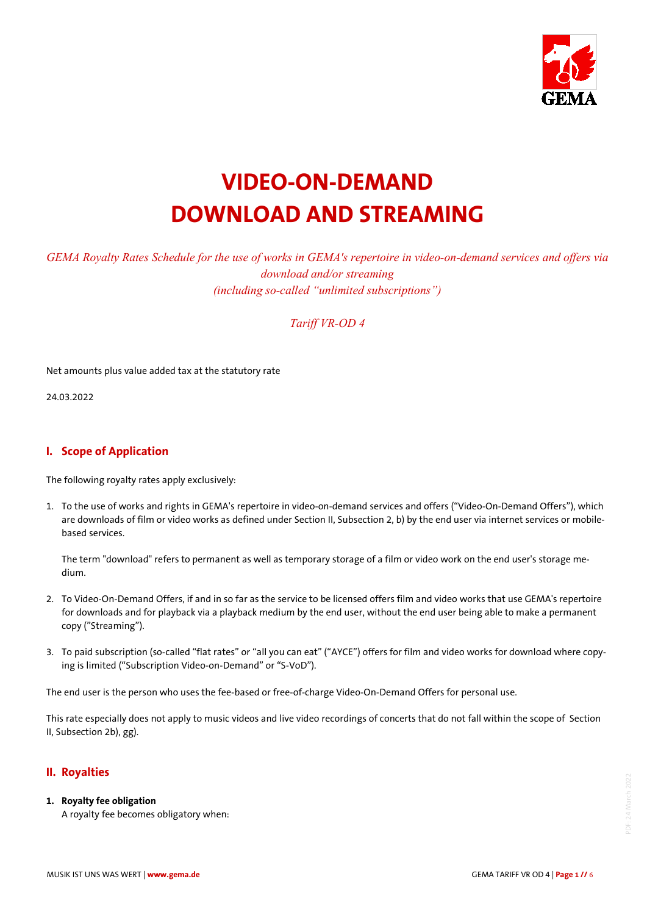# VIDEO-ON-DEMAND
# DOWNLOAD AND STREAMING

*GEMA Royalty Rates Schedule for the use of works in GEMA's repertoire in video-on-demand services and offers via download and/or streaming (including so-called "unlimited subscriptions")*

*Tariff VR-OD 4*

Net amounts plus value added tax at the statutory rate

24.03.2022

## I. Scope of Application

The following royalty rates apply exclusively:

1. To the use of works and rights in GEMA's repertoire in video-on-demand services and offers ("Video-On-Demand Offers"), which are downloads of film or video works as defined under Section II, Subsection 2, b) by the end user via internet services or mobile-based services.

   The term "download" refers to permanent as well as temporary storage of a film or video work on the end user's storage medium.

2. To Video-On-Demand Offers, if and in so far as the service to be licensed offers film and video works that use GEMA's repertoire for downloads and for playback via a playback medium by the end user, without the end user being able to make a permanent copy ("Streaming").

3. To paid subscription (so-called "flat rates" or "all you can eat" ("AYCE") offers for film and video works for download where copying is limited ("Subscription Video-on-Demand" or "S-VoD").

The end user is the person who uses the fee-based or free-of-charge Video-On-Demand Offers for personal use.

This rate especially does not apply to music videos and live video recordings of concerts that do not fall within the scope of Section II, Subsection 2b), gg).

## II. Royalties

**1. Royalty fee obligation**

A royalty fee becomes obligatory when: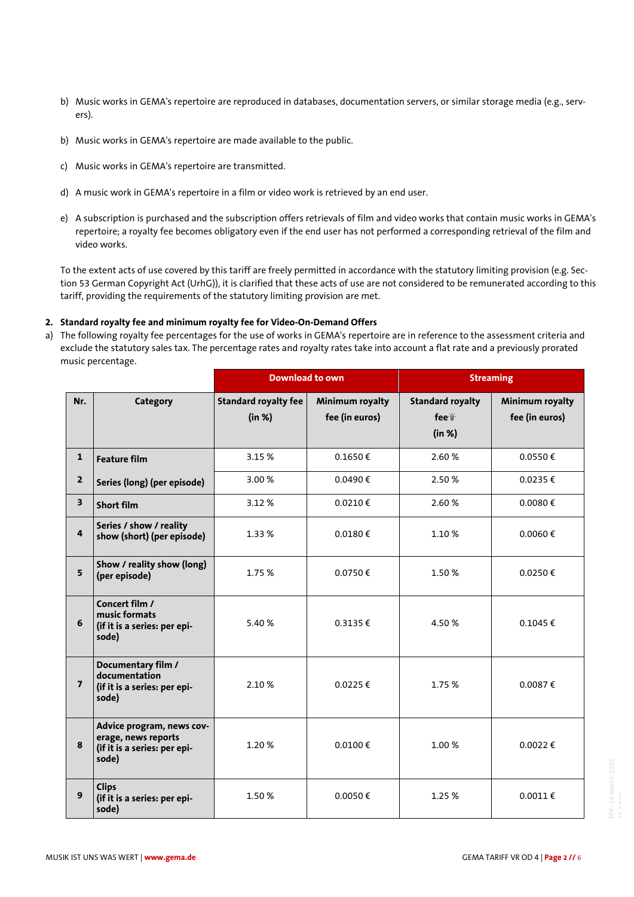b) Music works in GEMA's repertoire are reproduced in databases, documentation servers, or similar storage media (e.g., servers).

b) Music works in GEMA's repertoire are made available to the public.

c) Music works in GEMA's repertoire are transmitted.

d) A music work in GEMA's repertoire in a film or video work is retrieved by an end user.

e) A subscription is purchased and the subscription offers retrievals of film and video works that contain music works in GEMA's repertoire; a royalty fee becomes obligatory even if the end user has not performed a corresponding retrieval of the film and video works.

To the extent acts of use covered by this tariff are freely permitted in accordance with the statutory limiting provision (e.g. Section 53 German Copyright Act (UrhG)), it is clarified that these acts of use are not considered to be remunerated according to this tariff, providing the requirements of the statutory limiting provision are met.

**2. Standard royalty fee and minimum royalty fee for Video-On-Demand Offers**

a) The following royalty fee percentages for the use of works in GEMA's repertoire are in reference to the assessment criteria and exclude the statutory sales tax. The percentage rates and royalty rates take into account a flat rate and a previously prorated music percentage.

| | | Download to own | | Streaming | |
|---|---|---|---|---|---|
| **Nr.** | **Category** | **Standard royalty fee (in %)** | **Minimum royalty fee (in euros)** | **Standard royalty fee (in %)** | **Minimum royalty fee (in euros)** |
| 1 | **Feature film** | 3.15 % | 0.1650 € | 2.60 % | 0.0550 € |
| 2 | **Series (long) (per episode)** | 3.00 % | 0.0490 € | 2.50 % | 0.0235 € |
| 3 | **Short film** | 3.12 % | 0.0210 € | 2.60 % | 0.0080 € |
| 4 | **Series / show / reality show (short) (per episode)** | 1.33 % | 0.0180 € | 1.10 % | 0.0060 € |
| 5 | **Show / reality show (long) (per episode)** | 1.75 % | 0.0750 € | 1.50 % | 0.0250 € |
| 6 | **Concert film / music formats (if it is a series: per episode)** | 5.40 % | 0.3135 € | 4.50 % | 0.1045 € |
| 7 | **Documentary film / documentation (if it is a series: per episode)** | 2.10 % | 0.0225 € | 1.75 % | 0.0087 € |
| 8 | **Advice program, news coverage, news reports (if it is a series: per episode)** | 1.20 % | 0.0100 € | 1.00 % | 0.0022 € |
| 9 | **Clips (if it is a series: per episode)** | 1.50 % | 0.0050 € | 1.25 % | 0.0011 € |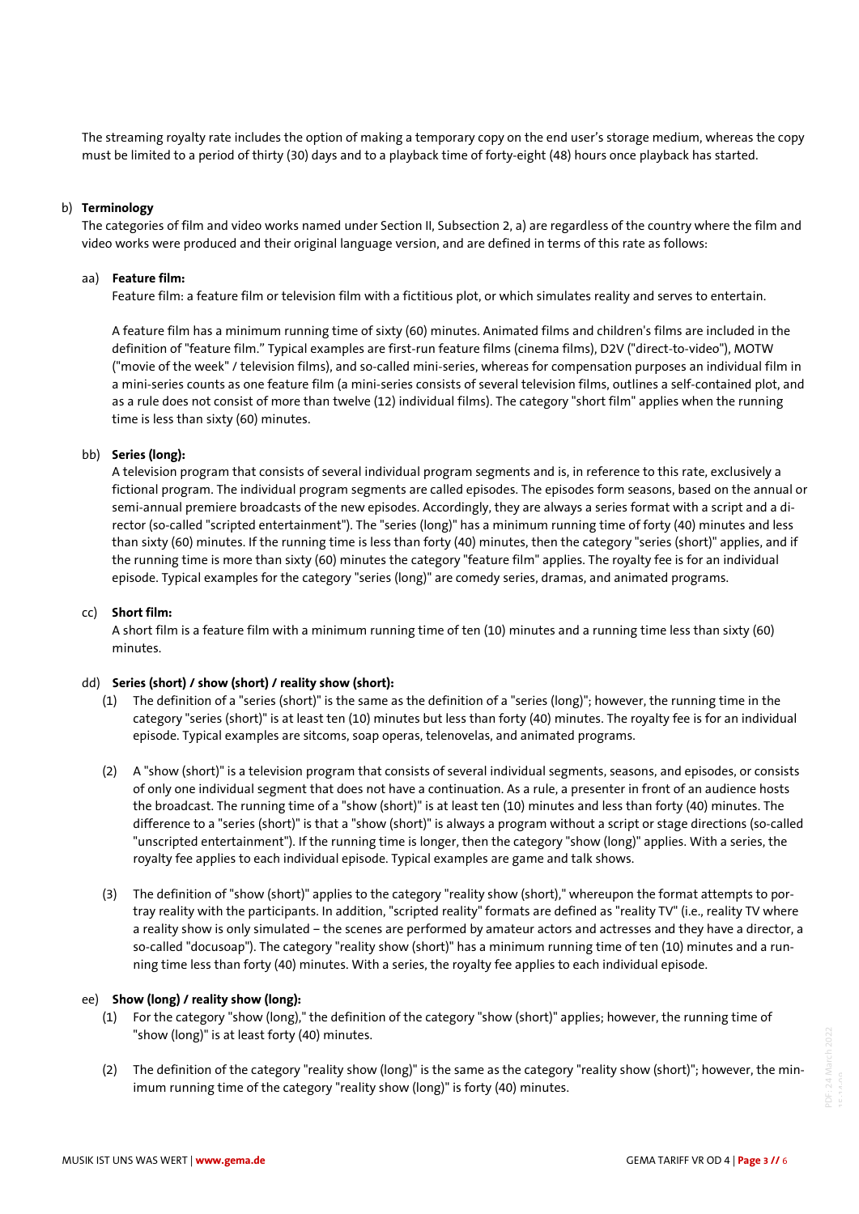The streaming royalty rate includes the option of making a temporary copy on the end user's storage medium, whereas the copy must be limited to a period of thirty (30) days and to a playback time of forty-eight (48) hours once playback has started.

b) **Terminology**

The categories of film and video works named under Section II, Subsection 2, a) are regardless of the country where the film and video works were produced and their original language version, and are defined in terms of this rate as follows:

aa) **Feature film:**

Feature film: a feature film or television film with a fictitious plot, or which simulates reality and serves to entertain.

A feature film has a minimum running time of sixty (60) minutes. Animated films and children's films are included in the definition of "feature film." Typical examples are first-run feature films (cinema films), D2V ("direct-to-video"), MOTW ("movie of the week" / television films), and so-called mini-series, whereas for compensation purposes an individual film in a mini-series counts as one feature film (a mini-series consists of several television films, outlines a self-contained plot, and as a rule does not consist of more than twelve (12) individual films). The category "short film" applies when the running time is less than sixty (60) minutes.

bb) **Series (long):**

A television program that consists of several individual program segments and is, in reference to this rate, exclusively a fictional program. The individual program segments are called episodes. The episodes form seasons, based on the annual or semi-annual premiere broadcasts of the new episodes. Accordingly, they are always a series format with a script and a director (so-called "scripted entertainment"). The "series (long)" has a minimum running time of forty (40) minutes and less than sixty (60) minutes. If the running time is less than forty (40) minutes, then the category "series (short)" applies, and if the running time is more than sixty (60) minutes the category "feature film" applies. The royalty fee is for an individual episode. Typical examples for the category "series (long)" are comedy series, dramas, and animated programs.

cc) **Short film:**

A short film is a feature film with a minimum running time of ten (10) minutes and a running time less than sixty (60) minutes.

dd) **Series (short) / show (short) / reality show (short):**

(1) The definition of a "series (short)" is the same as the definition of a "series (long)"; however, the running time in the category "series (short)" is at least ten (10) minutes but less than forty (40) minutes. The royalty fee is for an individual episode. Typical examples are sitcoms, soap operas, telenovelas, and animated programs.

(2) A "show (short)" is a television program that consists of several individual segments, seasons, and episodes, or consists of only one individual segment that does not have a continuation. As a rule, a presenter in front of an audience hosts the broadcast. The running time of a "show (short)" is at least ten (10) minutes and less than forty (40) minutes. The difference to a "series (short)" is that a "show (short)" is always a program without a script or stage directions (so-called "unscripted entertainment"). If the running time is longer, then the category "show (long)" applies. With a series, the royalty fee applies to each individual episode. Typical examples are game and talk shows.

(3) The definition of "show (short)" applies to the category "reality show (short)," whereupon the format attempts to portray reality with the participants. In addition, "scripted reality" formats are defined as "reality TV" (i.e., reality TV where a reality show is only simulated – the scenes are performed by amateur actors and actresses and they have a director, a so-called "docusoap"). The category "reality show (short)" has a minimum running time of ten (10) minutes and a running time less than forty (40) minutes. With a series, the royalty fee applies to each individual episode.

ee) **Show (long) / reality show (long):**

(1) For the category "show (long)," the definition of the category "show (short)" applies; however, the running time of "show (long)" is at least forty (40) minutes.

(2) The definition of the category "reality show (long)" is the same as the category "reality show (short)"; however, the minimum running time of the category "reality show (long)" is forty (40) minutes.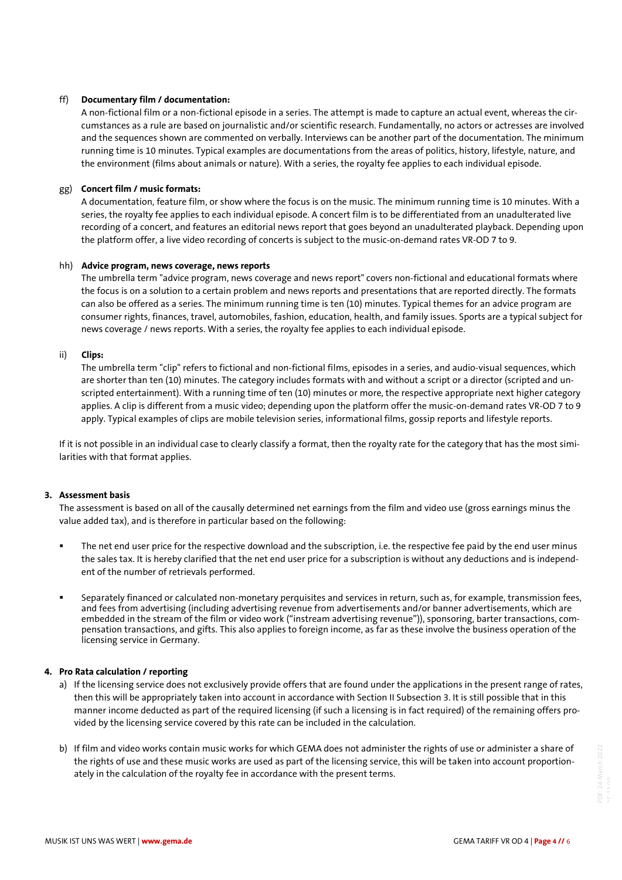ff) **Documentary film / documentation:**

A non-fictional film or a non-fictional episode in a series. The attempt is made to capture an actual event, whereas the circumstances as a rule are based on journalistic and/or scientific research. Fundamentally, no actors or actresses are involved and the sequences shown are commented on verbally. Interviews can be another part of the documentation. The minimum running time is 10 minutes. Typical examples are documentations from the areas of politics, history, lifestyle, nature, and the environment (films about animals or nature). With a series, the royalty fee applies to each individual episode.

gg) **Concert film / music formats:**

A documentation, feature film, or show where the focus is on the music. The minimum running time is 10 minutes. With a series, the royalty fee applies to each individual episode. A concert film is to be differentiated from an unadulterated live recording of a concert, and features an editorial news report that goes beyond an unadulterated playback. Depending upon the platform offer, a live video recording of concerts is subject to the music-on-demand rates VR-OD 7 to 9.

hh) **Advice program, news coverage, news reports**

The umbrella term "advice program, news coverage and news report" covers non-fictional and educational formats where the focus is on a solution to a certain problem and news reports and presentations that are reported directly. The formats can also be offered as a series. The minimum running time is ten (10) minutes. Typical themes for an advice program are consumer rights, finances, travel, automobiles, fashion, education, health, and family issues. Sports are a typical subject for news coverage / news reports. With a series, the royalty fee applies to each individual episode.

ii) **Clips:**

The umbrella term "clip" refers to fictional and non-fictional films, episodes in a series, and audio-visual sequences, which are shorter than ten (10) minutes. The category includes formats with and without a script or a director (scripted and unscripted entertainment). With a running time of ten (10) minutes or more, the respective appropriate next higher category applies. A clip is different from a music video; depending upon the platform offer the music-on-demand rates VR-OD 7 to 9 apply. Typical examples of clips are mobile television series, informational films, gossip reports and lifestyle reports.

If it is not possible in an individual case to clearly classify a format, then the royalty rate for the category that has the most similarities with that format applies.

**3. Assessment basis**

The assessment is based on all of the causally determined net earnings from the film and video use (gross earnings minus the value added tax), and is therefore in particular based on the following:

- The net end user price for the respective download and the subscription, i.e. the respective fee paid by the end user minus the sales tax. It is hereby clarified that the net end user price for a subscription is without any deductions and is independent of the number of retrievals performed.
- Separately financed or calculated non-monetary perquisites and services in return, such as, for example, transmission fees, and fees from advertising (including advertising revenue from advertisements and/or banner advertisements, which are embedded in the stream of the film or video work ("instream advertising revenue")), sponsoring, barter transactions, compensation transactions, and gifts. This also applies to foreign income, as far as these involve the business operation of the licensing service in Germany.

**4. Pro Rata calculation / reporting**

a) If the licensing service does not exclusively provide offers that are found under the applications in the present range of rates, then this will be appropriately taken into account in accordance with Section II Subsection 3. It is still possible that in this manner income deducted as part of the required licensing (if such a licensing is in fact required) of the remaining offers provided by the licensing service covered by this rate can be included in the calculation.

b) If film and video works contain music works for which GEMA does not administer the rights of use or administer a share of the rights of use and these music works are used as part of the licensing service, this will be taken into account proportionately in the calculation of the royalty fee in accordance with the present terms.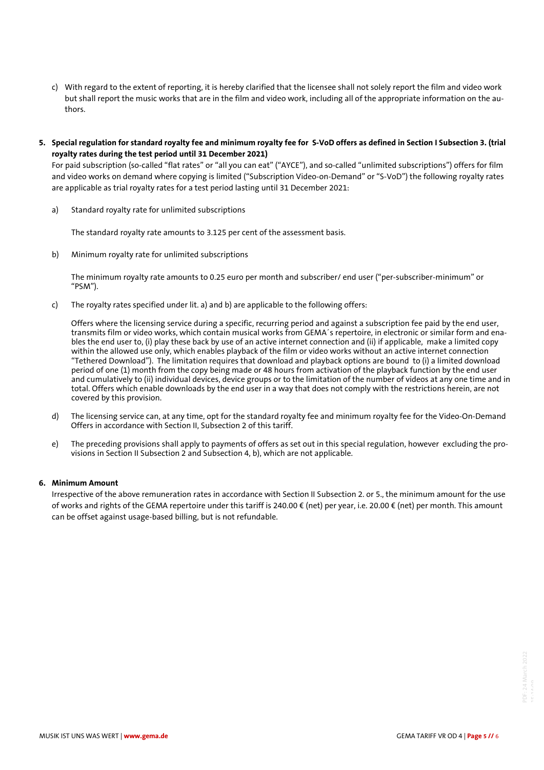c) With regard to the extent of reporting, it is hereby clarified that the licensee shall not solely report the film and video work but shall report the music works that are in the film and video work, including all of the appropriate information on the authors.

**5. Special regulation for standard royalty fee and minimum royalty fee for S-VoD offers as defined in Section I Subsection 3. (trial royalty rates during the test period until 31 December 2021)**

For paid subscription (so-called "flat rates" or "all you can eat" ("AYCE"), and so-called "unlimited subscriptions") offers for film and video works on demand where copying is limited ("Subscription Video-on-Demand" or "S-VoD") the following royalty rates are applicable as trial royalty rates for a test period lasting until 31 December 2021:

a) Standard royalty rate for unlimited subscriptions

The standard royalty rate amounts to 3.125 per cent of the assessment basis.

b) Minimum royalty rate for unlimited subscriptions

The minimum royalty rate amounts to 0.25 euro per month and subscriber/ end user ("per-subscriber-minimum" or "PSM").

c) The royalty rates specified under lit. a) and b) are applicable to the following offers:

Offers where the licensing service during a specific, recurring period and against a subscription fee paid by the end user, transmits film or video works, which contain musical works from GEMA´s repertoire, in electronic or similar form and enables the end user to, (i) play these back by use of an active internet connection and (ii) if applicable, make a limited copy within the allowed use only, which enables playback of the film or video works without an active internet connection "Tethered Download"). The limitation requires that download and playback options are bound to (i) a limited download period of one (1) month from the copy being made or 48 hours from activation of the playback function by the end user and cumulatively to (ii) individual devices, device groups or to the limitation of the number of videos at any one time and in total. Offers which enable downloads by the end user in a way that does not comply with the restrictions herein, are not covered by this provision.

d) The licensing service can, at any time, opt for the standard royalty fee and minimum royalty fee for the Video-On-Demand Offers in accordance with Section II, Subsection 2 of this tariff.

e) The preceding provisions shall apply to payments of offers as set out in this special regulation, however excluding the provisions in Section II Subsection 2 and Subsection 4, b), which are not applicable.

**6. Minimum Amount**

Irrespective of the above remuneration rates in accordance with Section II Subsection 2. or 5., the minimum amount for the use of works and rights of the GEMA repertoire under this tariff is 240.00 € (net) per year, i.e. 20.00 € (net) per month. This amount can be offset against usage-based billing, but is not refundable.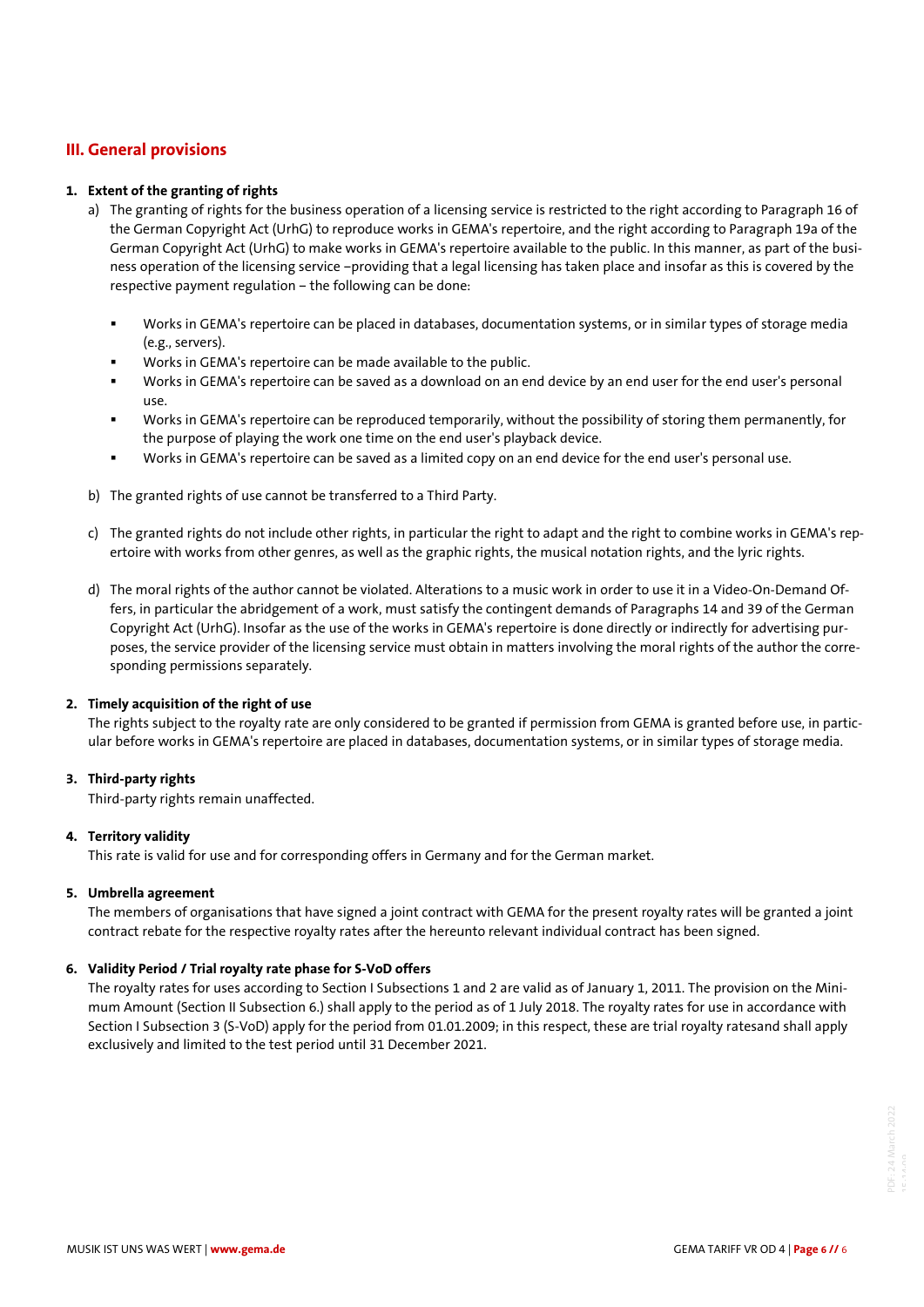## III. General provisions

**1. Extent of the granting of rights**

a) The granting of rights for the business operation of a licensing service is restricted to the right according to Paragraph 16 of the German Copyright Act (UrhG) to reproduce works in GEMA's repertoire, and the right according to Paragraph 19a of the German Copyright Act (UrhG) to make works in GEMA's repertoire available to the public. In this manner, as part of the business operation of the licensing service –providing that a legal licensing has taken place and insofar as this is covered by the respective payment regulation – the following can be done:

- Works in GEMA's repertoire can be placed in databases, documentation systems, or in similar types of storage media (e.g., servers).
- Works in GEMA's repertoire can be made available to the public.
- Works in GEMA's repertoire can be saved as a download on an end device by an end user for the end user's personal use.
- Works in GEMA's repertoire can be reproduced temporarily, without the possibility of storing them permanently, for the purpose of playing the work one time on the end user's playback device.
- Works in GEMA's repertoire can be saved as a limited copy on an end device for the end user's personal use.

b) The granted rights of use cannot be transferred to a Third Party.

c) The granted rights do not include other rights, in particular the right to adapt and the right to combine works in GEMA's repertoire with works from other genres, as well as the graphic rights, the musical notation rights, and the lyric rights.

d) The moral rights of the author cannot be violated. Alterations to a music work in order to use it in a Video-On-Demand Offers, in particular the abridgement of a work, must satisfy the contingent demands of Paragraphs 14 and 39 of the German Copyright Act (UrhG). Insofar as the use of the works in GEMA's repertoire is done directly or indirectly for advertising purposes, the service provider of the licensing service must obtain in matters involving the moral rights of the author the corresponding permissions separately.

**2. Timely acquisition of the right of use**

The rights subject to the royalty rate are only considered to be granted if permission from GEMA is granted before use, in particular before works in GEMA's repertoire are placed in databases, documentation systems, or in similar types of storage media.

**3. Third-party rights**

Third-party rights remain unaffected.

**4. Territory validity**

This rate is valid for use and for corresponding offers in Germany and for the German market.

**5. Umbrella agreement**

The members of organisations that have signed a joint contract with GEMA for the present royalty rates will be granted a joint contract rebate for the respective royalty rates after the hereunto relevant individual contract has been signed.

**6. Validity Period / Trial royalty rate phase for S-VoD offers**

The royalty rates for uses according to Section I Subsections 1 and 2 are valid as of January 1, 2011. The provision on the Minimum Amount (Section II Subsection 6.) shall apply to the period as of 1 July 2018. The royalty rates for use in accordance with Section I Subsection 3 (S-VoD) apply for the period from 01.01.2009; in this respect, these are trial royalty ratesand shall apply exclusively and limited to the test period until 31 December 2021.